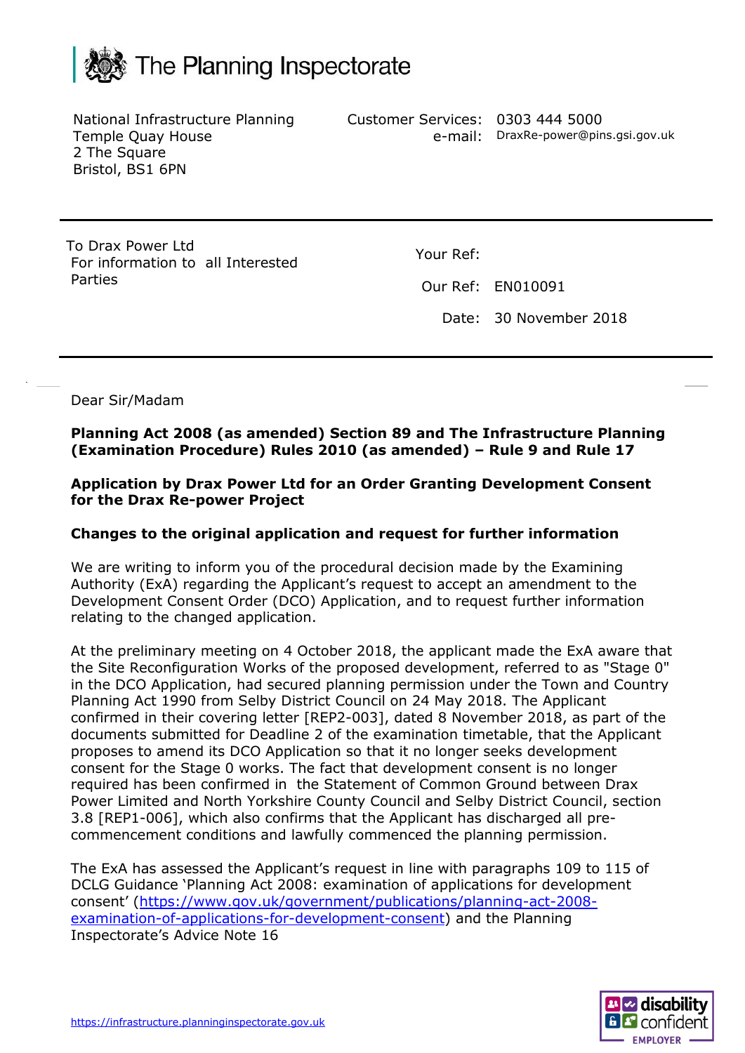# The Planning Inspectorate

National Infrastructure Planning
Temple Quay House
2 The Square
Bristol, BS1 6PN

Customer Services: 0303 444 5000
e-mail: DraxRe-power@pins.gsi.gov.uk

---

To Drax Power Ltd
For information to all Interested Parties

Your Ref:

Our Ref: EN010091

Date: 30 November 2018

---

Dear Sir/Madam

**Planning Act 2008 (as amended) Section 89 and The Infrastructure Planning (Examination Procedure) Rules 2010 (as amended) – Rule 9 and Rule 17**

**Application by Drax Power Ltd for an Order Granting Development Consent for the Drax Re-power Project**

**Changes to the original application and request for further information**

We are writing to inform you of the procedural decision made by the Examining Authority (ExA) regarding the Applicant's request to accept an amendment to the Development Consent Order (DCO) Application, and to request further information relating to the changed application.

At the preliminary meeting on 4 October 2018, the applicant made the ExA aware that the Site Reconfiguration Works of the proposed development, referred to as "Stage 0" in the DCO Application, had secured planning permission under the Town and Country Planning Act 1990 from Selby District Council on 24 May 2018. The Applicant confirmed in their covering letter [REP2-003], dated 8 November 2018, as part of the documents submitted for Deadline 2 of the examination timetable, that the Applicant proposes to amend its DCO Application so that it no longer seeks development consent for the Stage 0 works. The fact that development consent is no longer required has been confirmed in the Statement of Common Ground between Drax Power Limited and North Yorkshire County Council and Selby District Council, section 3.8 [REP1-006], which also confirms that the Applicant has discharged all pre-commencement conditions and lawfully commenced the planning permission.

The ExA has assessed the Applicant's request in line with paragraphs 109 to 115 of DCLG Guidance 'Planning Act 2008: examination of applications for development consent' (https://www.gov.uk/government/publications/planning-act-2008-examination-of-applications-for-development-consent) and the Planning Inspectorate's Advice Note 16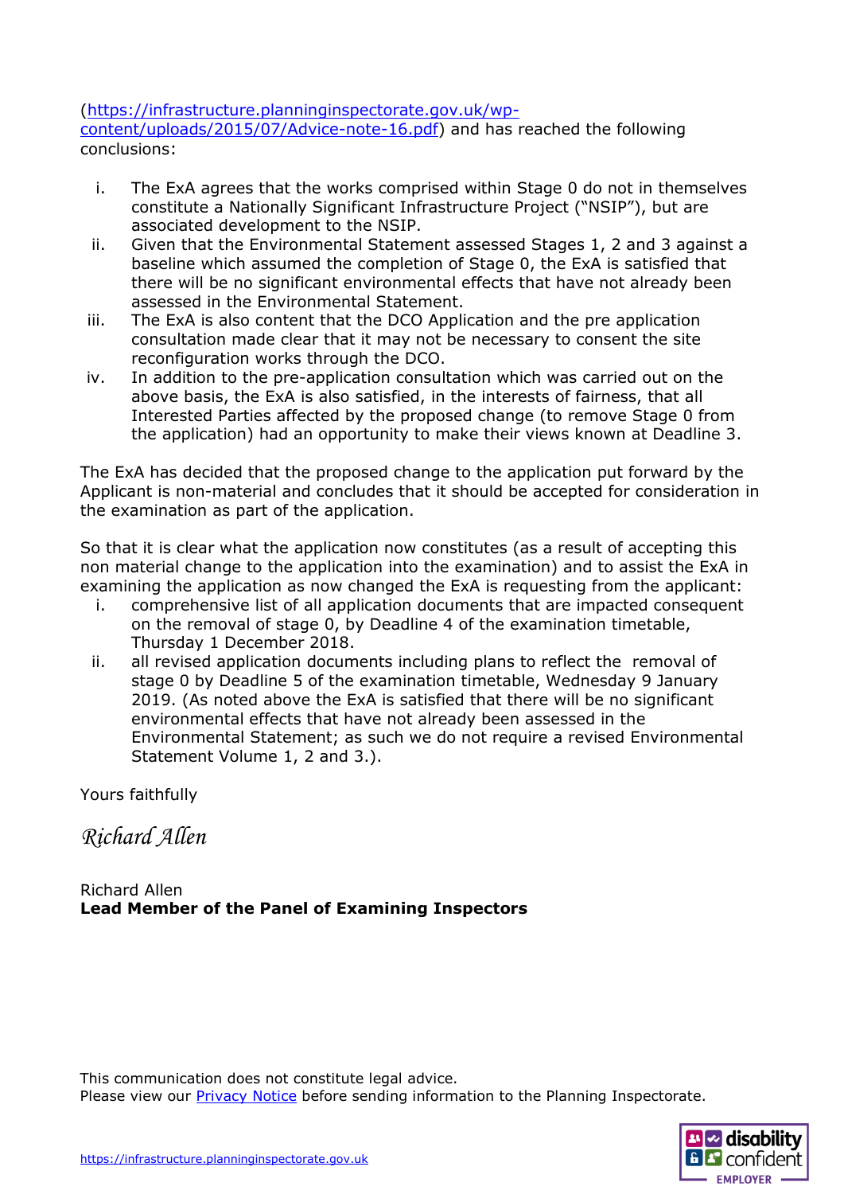([https://infrastructure.planninginspectorate.gov.uk/wp-content/uploads/2015/07/Advice-note-16.pdf](https://infrastructure.planninginspectorate.gov.uk/wp-content/uploads/2015/07/Advice-note-16.pdf)) and has reached the following conclusions:

i. The ExA agrees that the works comprised within Stage 0 do not in themselves constitute a Nationally Significant Infrastructure Project ("NSIP"), but are associated development to the NSIP.
ii. Given that the Environmental Statement assessed Stages 1, 2 and 3 against a baseline which assumed the completion of Stage 0, the ExA is satisfied that there will be no significant environmental effects that have not already been assessed in the Environmental Statement.
iii. The ExA is also content that the DCO Application and the pre application consultation made clear that it may not be necessary to consent the site reconfiguration works through the DCO.
iv. In addition to the pre-application consultation which was carried out on the above basis, the ExA is also satisfied, in the interests of fairness, that all Interested Parties affected by the proposed change (to remove Stage 0 from the application) had an opportunity to make their views known at Deadline 3.

The ExA has decided that the proposed change to the application put forward by the Applicant is non-material and concludes that it should be accepted for consideration in the examination as part of the application.

So that it is clear what the application now constitutes (as a result of accepting this non material change to the application into the examination) and to assist the ExA in examining the application as now changed the ExA is requesting from the applicant:

i. comprehensive list of all application documents that are impacted consequent on the removal of stage 0, by Deadline 4 of the examination timetable, Thursday 1 December 2018.
ii. all revised application documents including plans to reflect the removal of stage 0 by Deadline 5 of the examination timetable, Wednesday 9 January 2019. (As noted above the ExA is satisfied that there will be no significant environmental effects that have not already been assessed in the Environmental Statement; as such we do not require a revised Environmental Statement Volume 1, 2 and 3.).

Yours faithfully

*Richard Allen*

Richard Allen
**Lead Member of the Panel of Examining Inspectors**

This communication does not constitute legal advice.
Please view our [Privacy Notice](#) before sending information to the Planning Inspectorate.

[https://infrastructure.planninginspectorate.gov.uk](https://infrastructure.planninginspectorate.gov.uk)